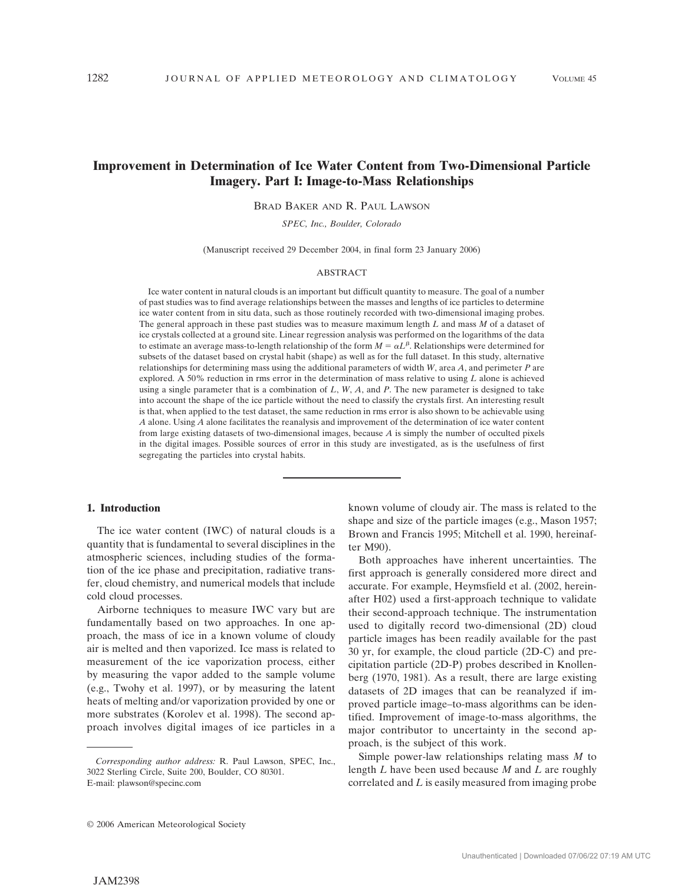# Improvement in Determination of Ice Water Content from Two-Dimensional Particle Imagery. Part I: Image-to-Mass Relationships

BRAD BAKER AND R. PAUL LAWSON

*SPEC, Inc., Boulder, Colorado*

(Manuscript received 29 December 2004, in final form 23 January 2006)

## ABSTRACT

Ice water content in natural clouds is an important but difficult quantity to measure. The goal of a number of past studies was to find average relationships between the masses and lengths of ice particles to determine ice water content from in situ data, such as those routinely recorded with two-dimensional imaging probes. The general approach in these past studies was to measure maximum length $L$ and mass $M$ of a dataset of ice crystals collected at a ground site. Linear regression analysis was performed on the logarithms of the data to estimate an average mass-to-length relationship of the form $M = \alpha L^{\beta}$. Relationships were determined for subsets of the dataset based on crystal habit (shape) as well as for the full dataset. In this study, alternative relationships for determining mass using the additional parameters of width $W$, area $A$, and perimeter $P$ are explored. A 50% reduction in rms error in the determination of mass relative to using $L$ alone is achieved using a single parameter that is a combination of $L$, $W$, $A$, and $P$. The new parameter is designed to take into account the shape of the ice particle without the need to classify the crystals first. An interesting result is that, when applied to the test dataset, the same reduction in rms error is also shown to be achievable using $A$ alone. Using $A$ alone facilitates the reanalysis and improvement of the determination of ice water content from large existing datasets of two-dimensional images, because $A$ is simply the number of occulted pixels in the digital images. Possible sources of error in this study are investigated, as is the usefulness of first segregating the particles into crystal habits.

## 1. Introduction

The ice water content (IWC) of natural clouds is a quantity that is fundamental to several disciplines in the atmospheric sciences, including studies of the formation of the ice phase and precipitation, radiative transfer, cloud chemistry, and numerical models that include cold cloud processes.

Airborne techniques to measure IWC vary but are fundamentally based on two approaches. In one approach, the mass of ice in a known volume of cloudy air is melted and then vaporized. Ice mass is related to measurement of the ice vaporization process, either by measuring the vapor added to the sample volume (e.g., Twohy et al. 1997), or by measuring the latent heats of melting and/or vaporization provided by one or more substrates (Korolev et al. 1998). The second approach involves digital images of ice particles in a known volume of cloudy air. The mass is related to the shape and size of the particle images (e.g., Mason 1957; Brown and Francis 1995; Mitchell et al. 1990, hereinafter M90).

Both approaches have inherent uncertainties. The first approach is generally considered more direct and accurate. For example, Heymsfield et al. (2002, hereinafter H02) used a first-approach technique to validate their second-approach technique. The instrumentation used to digitally record two-dimensional (2D) cloud particle images has been readily available for the past 30 yr, for example, the cloud particle (2D-C) and precipitation particle (2D-P) probes described in Knollenberg (1970, 1981). As a result, there are large existing datasets of 2D images that can be reanalyzed if improved particle image–to-mass algorithms can be identified. Improvement of image-to-mass algorithms, the major contributor to uncertainty in the second approach, is the subject of this work.

Simple power-law relationships relating mass $M$ to length $L$ have been used because $M$ and $L$ are roughly correlated and $L$ is easily measured from imaging probe

---

*Corresponding author address:* R. Paul Lawson, SPEC, Inc., 3022 Sterling Circle, Suite 200, Boulder, CO 80301.
E-mail: plawson@specinc.com

© 2006 American Meteorological Society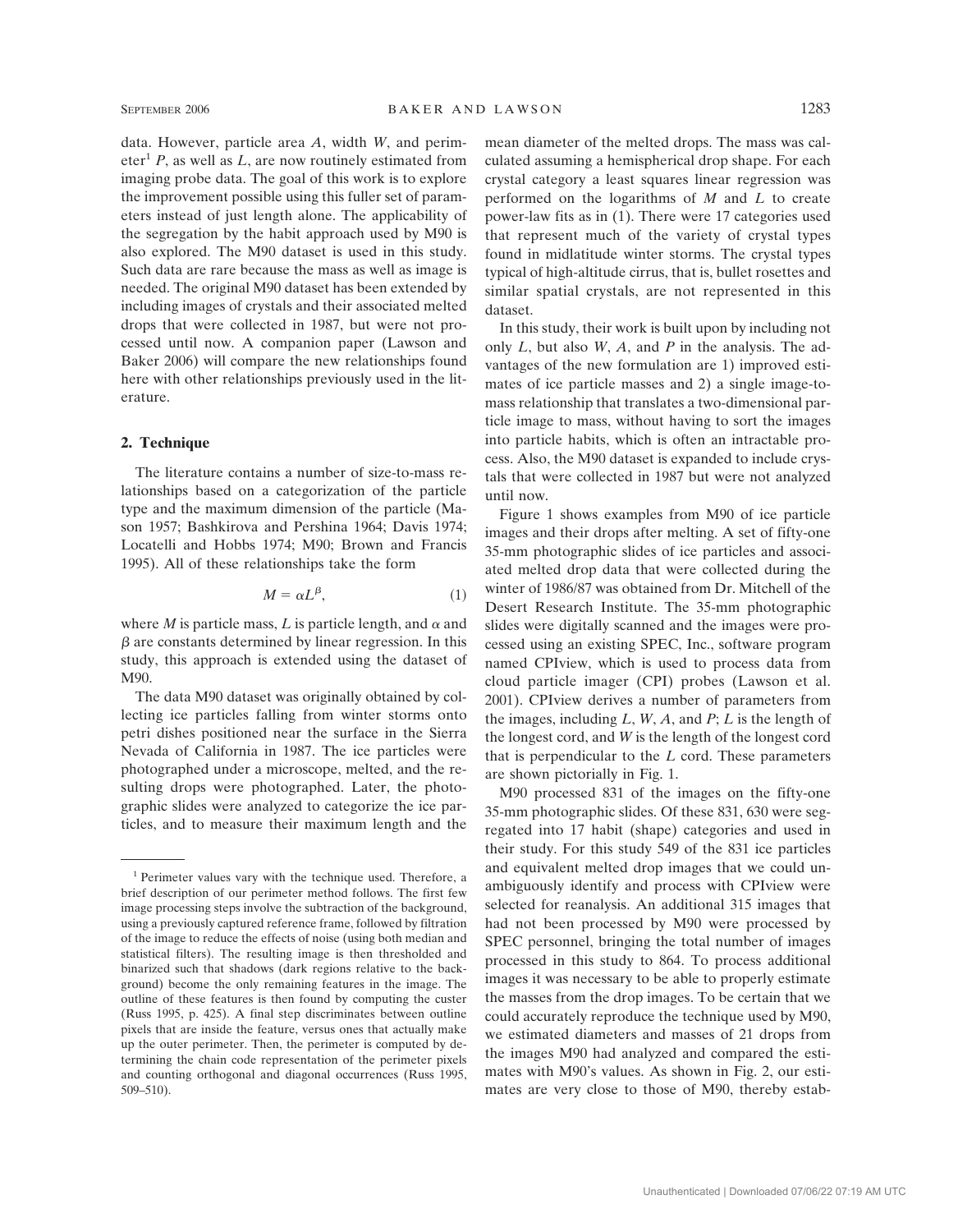data. However, particle area $A$, width $W$, and perimeter[1] $P$, as well as $L$, are now routinely estimated from imaging probe data. The goal of this work is to explore the improvement possible using this fuller set of parameters instead of just length alone. The applicability of the segregation by the habit approach used by M90 is also explored. The M90 dataset is used in this study. Such data are rare because the mass as well as image is needed. The original M90 dataset has been extended by including images of crystals and their associated melted drops that were collected in 1987, but were not processed until now. A companion paper (Lawson and Baker 2006) will compare the new relationships found here with other relationships previously used in the literature.

## 2. Technique

The literature contains a number of size-to-mass relationships based on a categorization of the particle type and the maximum dimension of the particle (Mason 1957; Bashkirova and Pershina 1964; Davis 1974; Locatelli and Hobbs 1974; M90; Brown and Francis 1995). All of these relationships take the form

$$M = \alpha L^{\beta}, \tag{1}$$

where $M$ is particle mass, $L$ is particle length, and $\alpha$ and $\beta$ are constants determined by linear regression. In this study, this approach is extended using the dataset of M90.

The data M90 dataset was originally obtained by collecting ice particles falling from winter storms onto petri dishes positioned near the surface in the Sierra Nevada of California in 1987. The ice particles were photographed under a microscope, melted, and the resulting drops were photographed. Later, the photographic slides were analyzed to categorize the ice particles, and to measure their maximum length and the mean diameter of the melted drops. The mass was calculated assuming a hemispherical drop shape. For each crystal category a least squares linear regression was performed on the logarithms of $M$ and $L$ to create power-law fits as in (1). There were 17 categories used that represent much of the variety of crystal types found in midlatitude winter storms. The crystal types typical of high-altitude cirrus, that is, bullet rosettes and similar spatial crystals, are not represented in this dataset.

In this study, their work is built upon by including not only $L$, but also $W$, $A$, and $P$ in the analysis. The advantages of the new formulation are 1) improved estimates of ice particle masses and 2) a single image-to-mass relationship that translates a two-dimensional particle image to mass, without having to sort the images into particle habits, which is often an intractable process. Also, the M90 dataset is expanded to include crystals that were collected in 1987 but were not analyzed until now.

Figure 1 shows examples from M90 of ice particle images and their drops after melting. A set of fifty-one 35-mm photographic slides of ice particles and associated melted drop data that were collected during the winter of 1986/87 was obtained from Dr. Mitchell of the Desert Research Institute. The 35-mm photographic slides were digitally scanned and the images were processed using an existing SPEC, Inc., software program named CPIview, which is used to process data from cloud particle imager (CPI) probes (Lawson et al. 2001). CPIview derives a number of parameters from the images, including $L$, $W$, $A$, and $P$; $L$ is the length of the longest cord, and $W$ is the length of the longest cord that is perpendicular to the $L$ cord. These parameters are shown pictorially in Fig. 1.

M90 processed 831 of the images on the fifty-one 35-mm photographic slides. Of these 831, 630 were segregated into 17 habit (shape) categories and used in their study. For this study 549 of the 831 ice particles and equivalent melted drop images that we could unambiguously identify and process with CPIview were selected for reanalysis. An additional 315 images that had not been processed by M90 were processed by SPEC personnel, bringing the total number of images processed in this study to 864. To process additional images it was necessary to be able to properly estimate the masses from the drop images. To be certain that we could accurately reproduce the technique used by M90, we estimated diameters and masses of 21 drops from the images M90 had analyzed and compared the estimates with M90's values. As shown in Fig. 2, our estimates are very close to those of M90, thereby estab-

---

[1] Perimeter values vary with the technique used. Therefore, a brief description of our perimeter method follows. The first few image processing steps involve the subtraction of the background, using a previously captured reference frame, followed by filtration of the image to reduce the effects of noise (using both median and statistical filters). The resulting image is then thresholded and binarized such that shadows (dark regions relative to the background) become the only remaining features in the image. The outline of these features is then found by computing the custer (Russ 1995, p. 425). A final step discriminates between outline pixels that are inside the feature, versus ones that actually make up the outer perimeter. Then, the perimeter is computed by determining the chain code representation of the perimeter pixels and counting orthogonal and diagonal occurrences (Russ 1995, 509–510).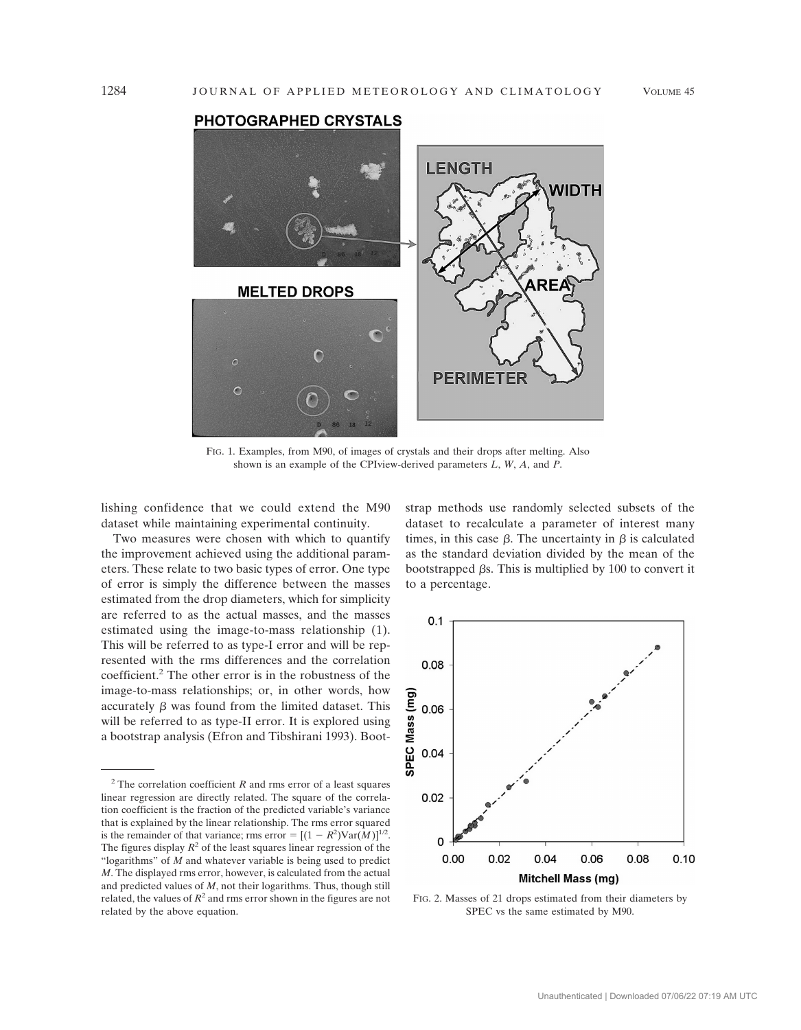FIG. 1. Examples, from M90, of images of crystals and their drops after melting. Also shown is an example of the CPIview-derived parameters $L$, $W$, $A$, and $P$.

lishing confidence that we could extend the M90 dataset while maintaining experimental continuity.

Two measures were chosen with which to quantify the improvement achieved using the additional parameters. These relate to two basic types of error. One type of error is simply the difference between the masses estimated from the drop diameters, which for simplicity are referred to as the actual masses, and the masses estimated using the image-to-mass relationship (1). This will be referred to as type-I error and will be represented with the rms differences and the correlation coefficient.[2] The other error is in the robustness of the image-to-mass relationships; or, in other words, how accurately $\beta$ was found from the limited dataset. This will be referred to as type-II error. It is explored using a bootstrap analysis (Efron and Tibshirani 1993). Bootstrap methods use randomly selected subsets of the dataset to recalculate a parameter of interest many times, in this case $\beta$. The uncertainty in $\beta$ is calculated as the standard deviation divided by the mean of the bootstrapped $\beta$s. This is multiplied by 100 to convert it to a percentage.

FIG. 2. Masses of 21 drops estimated from their diameters by SPEC vs the same estimated by M90.

[2] The correlation coefficient $R$ and rms error of a least squares linear regression are directly related. The square of the correlation coefficient is the fraction of the predicted variable's variance that is explained by the linear relationship. The rms error squared is the remainder of that variance; rms error $= [(1 - R^2)\mathrm{Var}(M)]^{1/2}$. The figures display $R^2$ of the least squares linear regression of the "logarithms" of $M$ and whatever variable is being used to predict $M$. The displayed rms error, however, is calculated from the actual and predicted values of $M$, not their logarithms. Thus, though still related, the values of $R^2$ and rms error shown in the figures are not related by the above equation.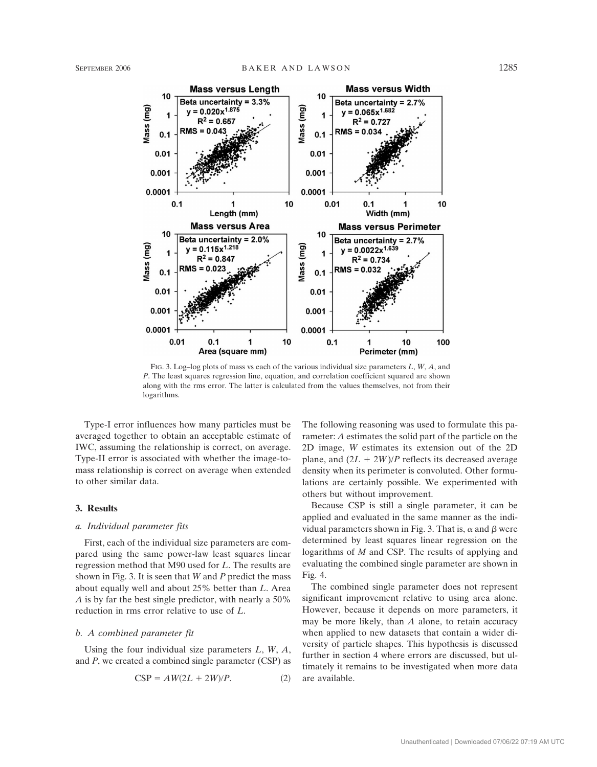FIG. 3. Log–log plots of mass vs each of the various individual size parameters $L$, $W$, $A$, and $P$. The least squares regression line, equation, and correlation coefficient squared are shown along with the rms error. The latter is calculated from the values themselves, not from their logarithms.

Type-I error influences how many particles must be averaged together to obtain an acceptable estimate of IWC, assuming the relationship is correct, on average. Type-II error is associated with whether the image-to-mass relationship is correct on average when extended to other similar data.

## 3. Results

### *a. Individual parameter fits*

First, each of the individual size parameters are compared using the same power-law least squares linear regression method that M90 used for $L$. The results are shown in Fig. 3. It is seen that $W$ and $P$ predict the mass about equally well and about 25% better than $L$. Area $A$ is by far the best single predictor, with nearly a 50% reduction in rms error relative to use of $L$.

### *b. A combined parameter fit*

Using the four individual size parameters $L$, $W$, $A$, and $P$, we created a combined single parameter (CSP) as

$$\mathrm{CSP} = AW(2L + 2W)/P. \tag{2}$$

The following reasoning was used to formulate this parameter: $A$ estimates the solid part of the particle on the 2D image, $W$ estimates its extension out of the 2D plane, and $(2L + 2W)/P$ reflects its decreased average density when its perimeter is convoluted. Other formulations are certainly possible. We experimented with others but without improvement.

Because CSP is still a single parameter, it can be applied and evaluated in the same manner as the individual parameters shown in Fig. 3. That is, $\alpha$ and $\beta$ were determined by least squares linear regression on the logarithms of $M$ and CSP. The results of applying and evaluating the combined single parameter are shown in Fig. 4.

The combined single parameter does not represent significant improvement relative to using area alone. However, because it depends on more parameters, it may be more likely, than $A$ alone, to retain accuracy when applied to new datasets that contain a wider diversity of particle shapes. This hypothesis is discussed further in section 4 where errors are discussed, but ultimately it remains to be investigated when more data are available.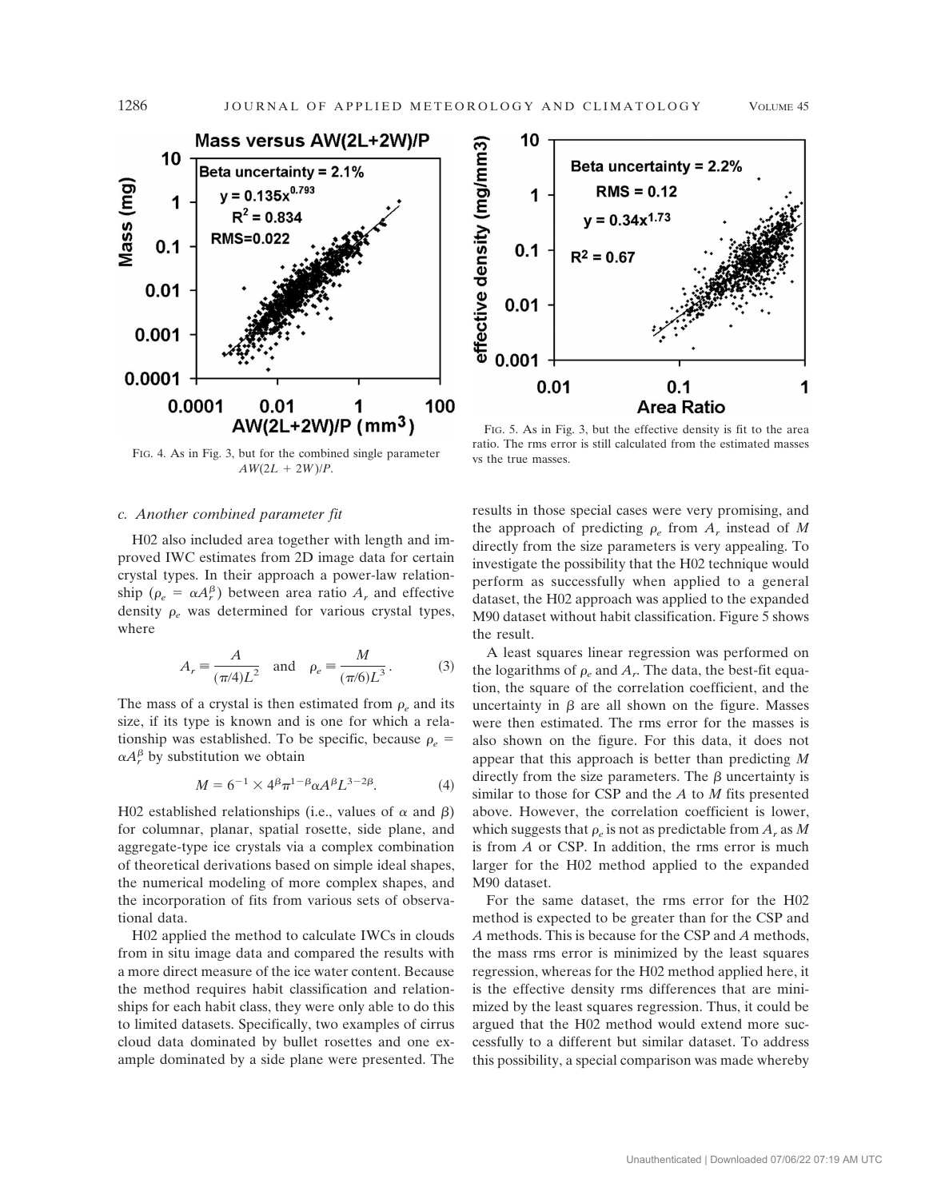FIG. 4. As in Fig. 3, but for the combined single parameter $AW(2L + 2W)/P$.

FIG. 5. As in Fig. 3, but the effective density is fit to the area ratio. The rms error is still calculated from the estimated masses vs the true masses.

### c. Another combined parameter fit

H02 also included area together with length and improved IWC estimates from 2D image data for certain crystal types. In their approach a power-law relationship ($\rho_e = \alpha A_r^\beta$) between area ratio $A_r$ and effective density $\rho_e$ was determined for various crystal types, where

$$A_r \equiv \frac{A}{(\pi/4)L^2} \quad \text{and} \quad \rho_e \equiv \frac{M}{(\pi/6)L^3}. \tag{3}$$

The mass of a crystal is then estimated from $\rho_e$ and its size, if its type is known and is one for which a relationship was established. To be specific, because $\rho_e = \alpha A_r^\beta$ by substitution we obtain

$$M = 6^{-1} \times 4^\beta \pi^{1-\beta} \alpha A^\beta L^{3-2\beta}. \tag{4}$$

H02 established relationships (i.e., values of $\alpha$ and $\beta$) for columnar, planar, spatial rosette, side plane, and aggregate-type ice crystals via a complex combination of theoretical derivations based on simple ideal shapes, the numerical modeling of more complex shapes, and the incorporation of fits from various sets of observational data.

H02 applied the method to calculate IWCs in clouds from in situ image data and compared the results with a more direct measure of the ice water content. Because the method requires habit classification and relationships for each habit class, they were only able to do this to limited datasets. Specifically, two examples of cirrus cloud data dominated by bullet rosettes and one example dominated by a side plane were presented. The results in those special cases were very promising, and the approach of predicting $\rho_e$ from $A_r$ instead of $M$ directly from the size parameters is very appealing. To investigate the possibility that the H02 technique would perform as successfully when applied to a general dataset, the H02 approach was applied to the expanded M90 dataset without habit classification. Figure 5 shows the result.

A least squares linear regression was performed on the logarithms of $\rho_e$ and $A_r$. The data, the best-fit equation, the square of the correlation coefficient, and the uncertainty in $\beta$ are all shown on the figure. Masses were then estimated. The rms error for the masses is also shown on the figure. For this data, it does not appear that this approach is better than predicting $M$ directly from the size parameters. The $\beta$ uncertainty is similar to those for CSP and the $A$ to $M$ fits presented above. However, the correlation coefficient is lower, which suggests that $\rho_e$ is not as predictable from $A_r$ as $M$ is from $A$ or CSP. In addition, the rms error is much larger for the H02 method applied to the expanded M90 dataset.

For the same dataset, the rms error for the H02 method is expected to be greater than for the CSP and $A$ methods. This is because for the CSP and $A$ methods, the mass rms error is minimized by the least squares regression, whereas for the H02 method applied here, it is the effective density rms differences that are minimized by the least squares regression. Thus, it could be argued that the H02 method would extend more successfully to a different but similar dataset. To address this possibility, a special comparison was made whereby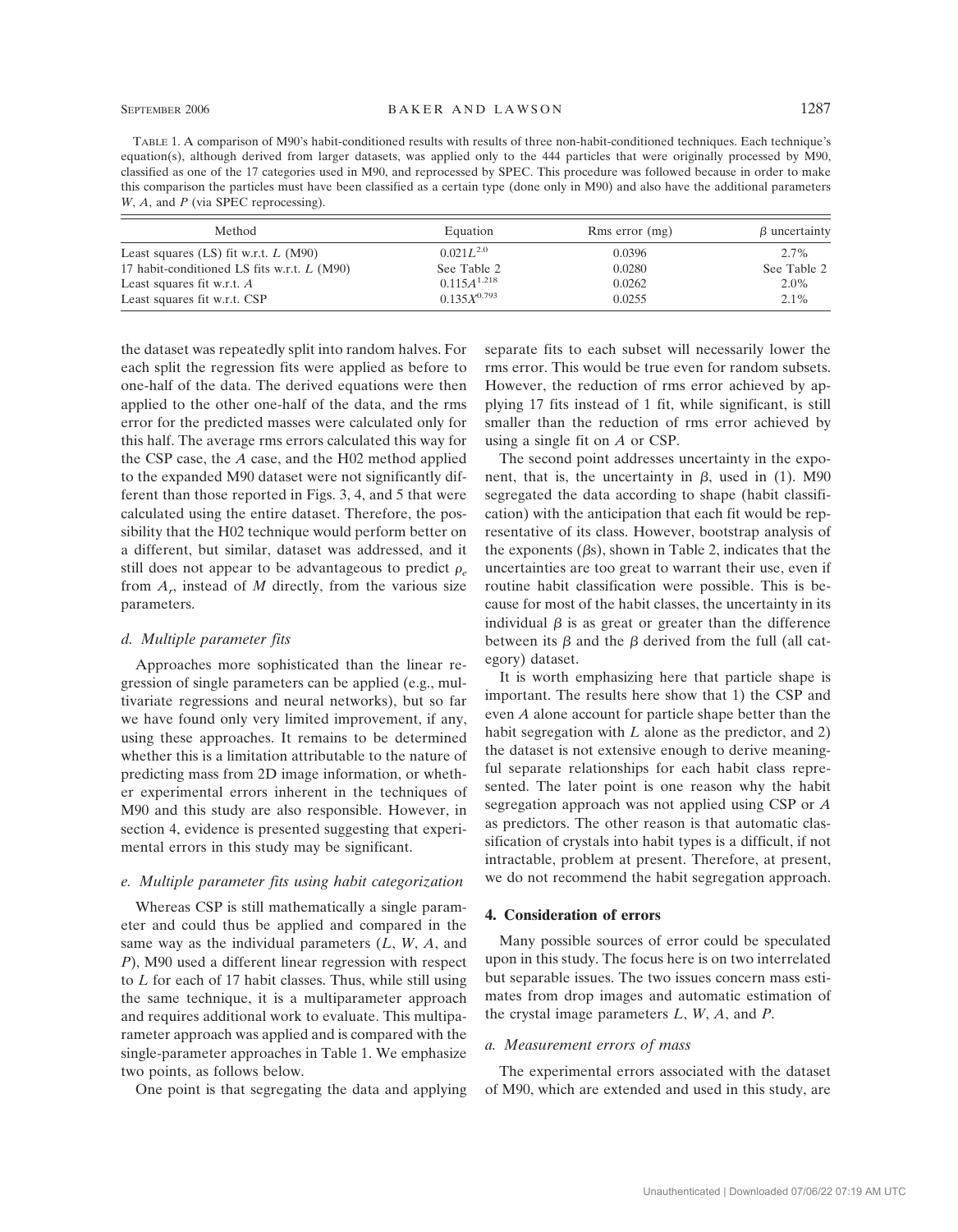TABLE 1. A comparison of M90's habit-conditioned results with results of three non-habit-conditioned techniques. Each technique's equation(s), although derived from larger datasets, was applied only to the 444 particles that were originally processed by M90, classified as one of the 17 categories used in M90, and reprocessed by SPEC. This procedure was followed because in order to make this comparison the particles must have been classified as a certain type (done only in M90) and also have the additional parameters $W$, $A$, and $P$ (via SPEC reprocessing).

| Method | Equation | Rms error (mg) | $\beta$ uncertainty |
|---|---|---|---|
| Least squares (LS) fit w.r.t. $L$ (M90) | $0.021L^{2.0}$ | 0.0396 | 2.7% |
| 17 habit-conditioned LS fits w.r.t. $L$ (M90) | See Table 2 | 0.0280 | See Table 2 |
| Least squares fit w.r.t. $A$ | $0.115A^{1.218}$ | 0.0262 | 2.0% |
| Least squares fit w.r.t. CSP | $0.135X^{0.793}$ | 0.0255 | 2.1% |

the dataset was repeatedly split into random halves. For each split the regression fits were applied as before to one-half of the data. The derived equations were then applied to the other one-half of the data, and the rms error for the predicted masses were calculated only for this half. The average rms errors calculated this way for the CSP case, the $A$ case, and the H02 method applied to the expanded M90 dataset were not significantly different than those reported in Figs. 3, 4, and 5 that were calculated using the entire dataset. Therefore, the possibility that the H02 technique would perform better on a different, but similar, dataset was addressed, and it still does not appear to be advantageous to predict $\rho_e$ from $A_r$, instead of $M$ directly, from the various size parameters.

### d. Multiple parameter fits

Approaches more sophisticated than the linear regression of single parameters can be applied (e.g., multivariate regressions and neural networks), but so far we have found only very limited improvement, if any, using these approaches. It remains to be determined whether this is a limitation attributable to the nature of predicting mass from 2D image information, or whether experimental errors inherent in the techniques of M90 and this study are also responsible. However, in section 4, evidence is presented suggesting that experimental errors in this study may be significant.

### e. Multiple parameter fits using habit categorization

Whereas CSP is still mathematically a single parameter and could thus be applied and compared in the same way as the individual parameters ($L$, $W$, $A$, and $P$), M90 used a different linear regression with respect to $L$ for each of 17 habit classes. Thus, while still using the same technique, it is a multiparameter approach and requires additional work to evaluate. This multiparameter approach was applied and is compared with the single-parameter approaches in Table 1. We emphasize two points, as follows below.

One point is that segregating the data and applying separate fits to each subset will necessarily lower the rms error. This would be true even for random subsets. However, the reduction of rms error achieved by applying 17 fits instead of 1 fit, while significant, is still smaller than the reduction of rms error achieved by using a single fit on $A$ or CSP.

The second point addresses uncertainty in the exponent, that is, the uncertainty in $\beta$, used in (1). M90 segregated the data according to shape (habit classification) with the anticipation that each fit would be representative of its class. However, bootstrap analysis of the exponents ($\beta$s), shown in Table 2, indicates that the uncertainties are too great to warrant their use, even if routine habit classification were possible. This is because for most of the habit classes, the uncertainty in its individual $\beta$ is as great or greater than the difference between its $\beta$ and the $\beta$ derived from the full (all category) dataset.

It is worth emphasizing here that particle shape is important. The results here show that 1) the CSP and even $A$ alone account for particle shape better than the habit segregation with $L$ alone as the predictor, and 2) the dataset is not extensive enough to derive meaningful separate relationships for each habit class represented. The later point is one reason why the habit segregation approach was not applied using CSP or $A$ as predictors. The other reason is that automatic classification of crystals into habit types is a difficult, if not intractable, problem at present. Therefore, at present, we do not recommend the habit segregation approach.

## 4. Consideration of errors

Many possible sources of error could be speculated upon in this study. The focus here is on two interrelated but separable issues. The two issues concern mass estimates from drop images and automatic estimation of the crystal image parameters $L$, $W$, $A$, and $P$.

### a. Measurement errors of mass

The experimental errors associated with the dataset of M90, which are extended and used in this study, are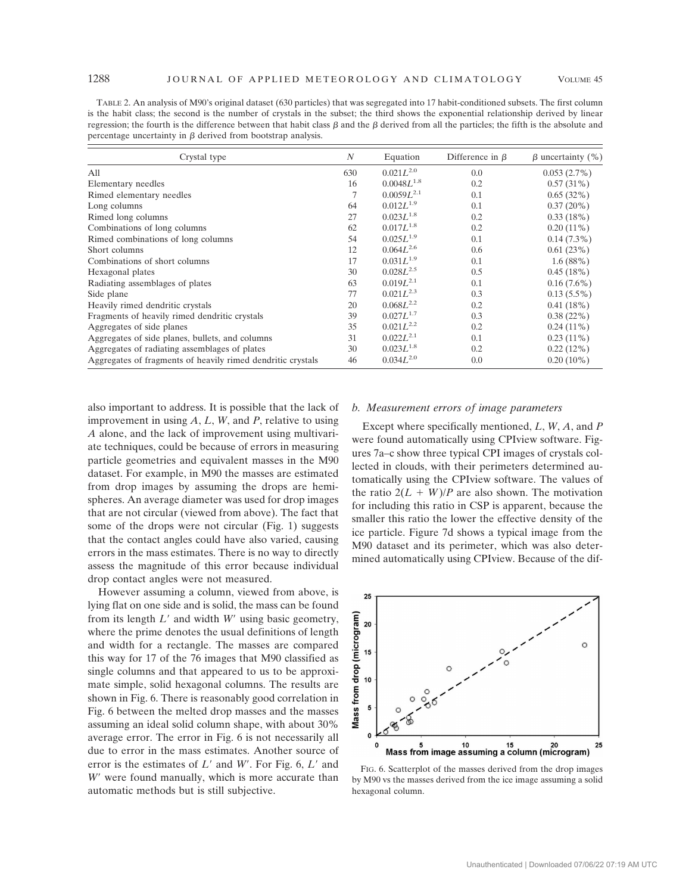TABLE 2. An analysis of M90's original dataset (630 particles) that was segregated into 17 habit-conditioned subsets. The first column is the habit class; the second is the number of crystals in the subset; the third shows the exponential relationship derived by linear regression; the fourth is the difference between that habit class $\beta$ and the $\beta$ derived from all the particles; the fifth is the absolute and percentage uncertainty in $\beta$ derived from bootstrap analysis.

| Crystal type | $N$ | Equation | Difference in $\beta$ | $\beta$ uncertainty (%) |
|---|---|---|---|---|
| All | 630 | $0.021L^{2.0}$ | 0.0 | 0.053 (2.7%) |
| Elementary needles | 16 | $0.0048L^{1.8}$ | 0.2 | 0.57 (31%) |
| Rimed elementary needles | 7 | $0.0059L^{2.1}$ | 0.1 | 0.65 (32%) |
| Long columns | 64 | $0.012L^{1.9}$ | 0.1 | 0.37 (20%) |
| Rimed long columns | 27 | $0.023L^{1.8}$ | 0.2 | 0.33 (18%) |
| Combinations of long columns | 62 | $0.017L^{1.8}$ | 0.2 | 0.20 (11%) |
| Rimed combinations of long columns | 54 | $0.025L^{1.9}$ | 0.1 | 0.14 (7.3%) |
| Short columns | 12 | $0.064L^{2.6}$ | 0.6 | 0.61 (23%) |
| Combinations of short columns | 17 | $0.031L^{1.9}$ | 0.1 | 1.6 (88%) |
| Hexagonal plates | 30 | $0.028L^{2.5}$ | 0.5 | 0.45 (18%) |
| Radiating assemblages of plates | 63 | $0.019L^{2.1}$ | 0.1 | 0.16 (7.6%) |
| Side plane | 77 | $0.021L^{2.3}$ | 0.3 | 0.13 (5.5%) |
| Heavily rimed dendritic crystals | 20 | $0.068L^{2.2}$ | 0.2 | 0.41 (18%) |
| Fragments of heavily rimed dendritic crystals | 39 | $0.027L^{1.7}$ | 0.3 | 0.38 (22%) |
| Aggregates of side planes | 35 | $0.021L^{2.2}$ | 0.2 | 0.24 (11%) |
| Aggregates of side planes, bullets, and columns | 31 | $0.022L^{2.1}$ | 0.1 | 0.23 (11%) |
| Aggregates of radiating assemblages of plates | 30 | $0.023L^{1.8}$ | 0.2 | 0.22 (12%) |
| Aggregates of fragments of heavily rimed dendritic crystals | 46 | $0.034L^{2.0}$ | 0.0 | 0.20 (10%) |

also important to address. It is possible that the lack of improvement in using $A$, $L$, $W$, and $P$, relative to using $A$ alone, and the lack of improvement using multivariate techniques, could be because of errors in measuring particle geometries and equivalent masses in the M90 dataset. For example, in M90 the masses are estimated from drop images by assuming the drops are hemispheres. An average diameter was used for drop images that are not circular (viewed from above). The fact that some of the drops were not circular (Fig. 1) suggests that the contact angles could have also varied, causing errors in the mass estimates. There is no way to directly assess the magnitude of this error because individual drop contact angles were not measured.

However assuming a column, viewed from above, is lying flat on one side and is solid, the mass can be found from its length $L'$ and width $W'$ using basic geometry, where the prime denotes the usual definitions of length and width for a rectangle. The masses are compared this way for 17 of the 76 images that M90 classified as single columns and that appeared to us to be approximate simple, solid hexagonal columns. The results are shown in Fig. 6. There is reasonably good correlation in Fig. 6 between the melted drop masses and the masses assuming an ideal solid column shape, with about 30% average error. The error in Fig. 6 is not necessarily all due to error in the mass estimates. Another source of error is the estimates of $L'$ and $W'$. For Fig. 6, $L'$ and $W'$ were found manually, which is more accurate than automatic methods but is still subjective.

### b. Measurement errors of image parameters

Except where specifically mentioned, $L$, $W$, $A$, and $P$ were found automatically using CPIview software. Figures 7a–c show three typical CPI images of crystals collected in clouds, with their perimeters determined automatically using the CPIview software. The values of the ratio $2(L + W)/P$ are also shown. The motivation for including this ratio in CSP is apparent, because the smaller this ratio the lower the effective density of the ice particle. Figure 7d shows a typical image from the M90 dataset and its perimeter, which was also determined automatically using CPIview. Because of the dif-

FIG. 6. Scatterplot of the masses derived from the drop images by M90 vs the masses derived from the ice image assuming a solid hexagonal column.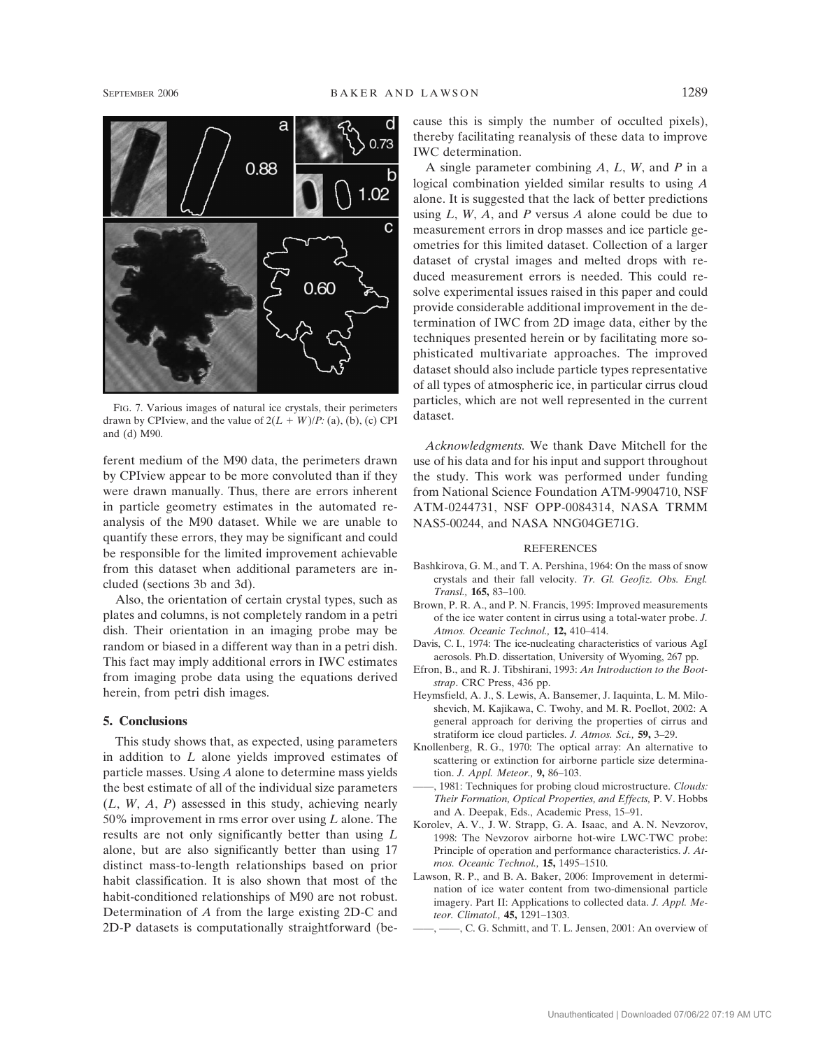FIG. 7. Various images of natural ice crystals, their perimeters drawn by CPIview, and the value of $2(L + W)/P$: (a), (b), (c) CPI and (d) M90.

ferent medium of the M90 data, the perimeters drawn by CPIview appear to be more convoluted than if they were drawn manually. Thus, there are errors inherent in particle geometry estimates in the automated reanalysis of the M90 dataset. While we are unable to quantify these errors, they may be significant and could be responsible for the limited improvement achievable from this dataset when additional parameters are included (sections 3b and 3d).

Also, the orientation of certain crystal types, such as plates and columns, is not completely random in a petri dish. Their orientation in an imaging probe may be random or biased in a different way than in a petri dish. This fact may imply additional errors in IWC estimates from imaging probe data using the equations derived herein, from petri dish images.

## 5. Conclusions

This study shows that, as expected, using parameters in addition to $L$ alone yields improved estimates of particle masses. Using $A$ alone to determine mass yields the best estimate of all of the individual size parameters ($L$, $W$, $A$, $P$) assessed in this study, achieving nearly 50% improvement in rms error over using $L$ alone. The results are not only significantly better than using $L$ alone, but are also significantly better than using 17 distinct mass-to-length relationships based on prior habit classification. It is also shown that most of the habit-conditioned relationships of M90 are not robust. Determination of $A$ from the large existing 2D-C and 2D-P datasets is computationally straightforward (because this is simply the number of occulted pixels), thereby facilitating reanalysis of these data to improve IWC determination.

A single parameter combining $A$, $L$, $W$, and $P$ in a logical combination yielded similar results to using $A$ alone. It is suggested that the lack of better predictions using $L$, $W$, $A$, and $P$ versus $A$ alone could be due to measurement errors in drop masses and ice particle geometries for this limited dataset. Collection of a larger dataset of crystal images and melted drops with reduced measurement errors is needed. This could resolve experimental issues raised in this paper and could provide considerable additional improvement in the determination of IWC from 2D image data, either by the techniques presented herein or by facilitating more sophisticated multivariate approaches. The improved dataset should also include particle types representative of all types of atmospheric ice, in particular cirrus cloud particles, which are not well represented in the current dataset.

*Acknowledgments.* We thank Dave Mitchell for the use of his data and for his input and support throughout the study. This work was performed under funding from National Science Foundation ATM-9904710, NSF ATM-0244731, NSF OPP-0084314, NASA TRMM NAS5-00244, and NASA NNG04GE71G.

## REFERENCES

Bashkirova, G. M., and T. A. Pershina, 1964: On the mass of snow crystals and their fall velocity. *Tr. Gl. Geofiz. Obs. Engl. Transl.,* **165,** 83–100.

Brown, P. R. A., and P. N. Francis, 1995: Improved measurements of the ice water content in cirrus using a total-water probe. *J. Atmos. Oceanic Technol.,* **12,** 410–414.

Davis, C. I., 1974: The ice-nucleating characteristics of various AgI aerosols. Ph.D. dissertation, University of Wyoming, 267 pp.

Efron, B., and R. J. Tibshirani, 1993: *An Introduction to the Bootstrap*. CRC Press, 436 pp.

Heymsfield, A. J., S. Lewis, A. Bansemer, J. Iaquinta, L. M. Miloshevich, M. Kajikawa, C. Twohy, and M. R. Poellot, 2002: A general approach for deriving the properties of cirrus and stratiform ice cloud particles. *J. Atmos. Sci.,* **59,** 3–29.

Knollenberg, R. G., 1970: The optical array: An alternative to scattering or extinction for airborne particle size determination. *J. Appl. Meteor.,* **9,** 86–103.

——, 1981: Techniques for probing cloud microstructure. *Clouds: Their Formation, Optical Properties, and Effects,* P. V. Hobbs and A. Deepak, Eds., Academic Press, 15–91.

Korolev, A. V., J. W. Strapp, G. A. Isaac, and A. N. Nevzorov, 1998: The Nevzorov airborne hot-wire LWC-TWC probe: Principle of operation and performance characteristics. *J. Atmos. Oceanic Technol.,* **15,** 1495–1510.

Lawson, R. P., and B. A. Baker, 2006: Improvement in determination of ice water content from two-dimensional particle imagery. Part II: Applications to collected data. *J. Appl. Meteor. Climatol.,* **45,** 1291–1303.

——, ——, C. G. Schmitt, and T. L. Jensen, 2001: An overview of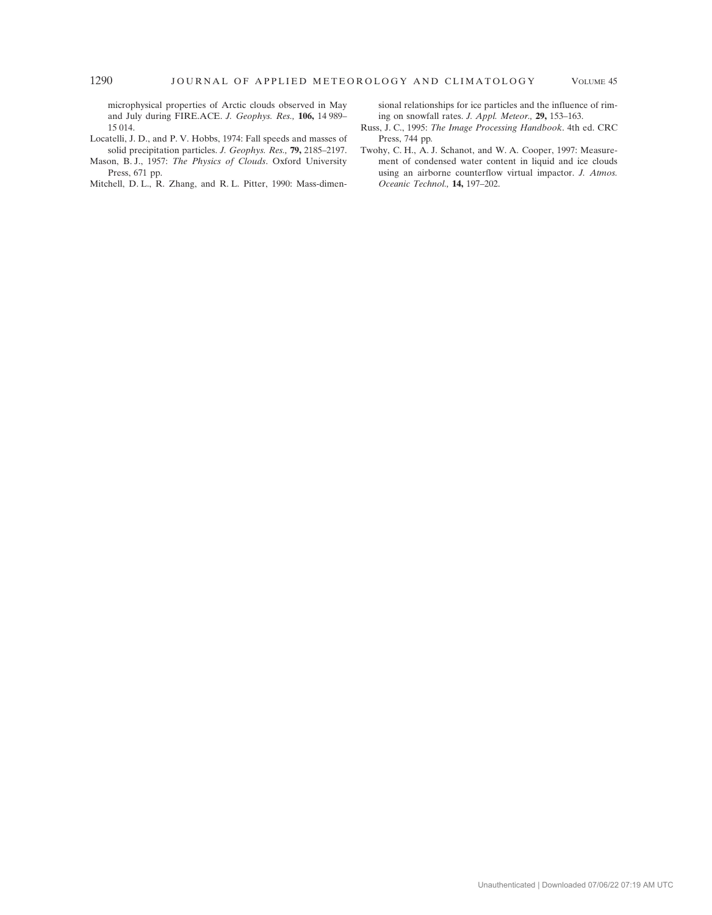microphysical properties of Arctic clouds observed in May and July during FIRE.ACE. *J. Geophys. Res.,* **106,** 14 989–15 014.

Locatelli, J. D., and P. V. Hobbs, 1974: Fall speeds and masses of solid precipitation particles. *J. Geophys. Res.,* **79,** 2185–2197.

Mason, B. J., 1957: *The Physics of Clouds*. Oxford University Press, 671 pp.

Mitchell, D. L., R. Zhang, and R. L. Pitter, 1990: Mass-dimensional relationships for ice particles and the influence of riming on snowfall rates. *J. Appl. Meteor.,* **29,** 153–163.

Russ, J. C., 1995: *The Image Processing Handbook*. 4th ed. CRC Press, 744 pp.

Twohy, C. H., A. J. Schanot, and W. A. Cooper, 1997: Measurement of condensed water content in liquid and ice clouds using an airborne counterflow virtual impactor. *J. Atmos. Oceanic Technol.,* **14,** 197–202.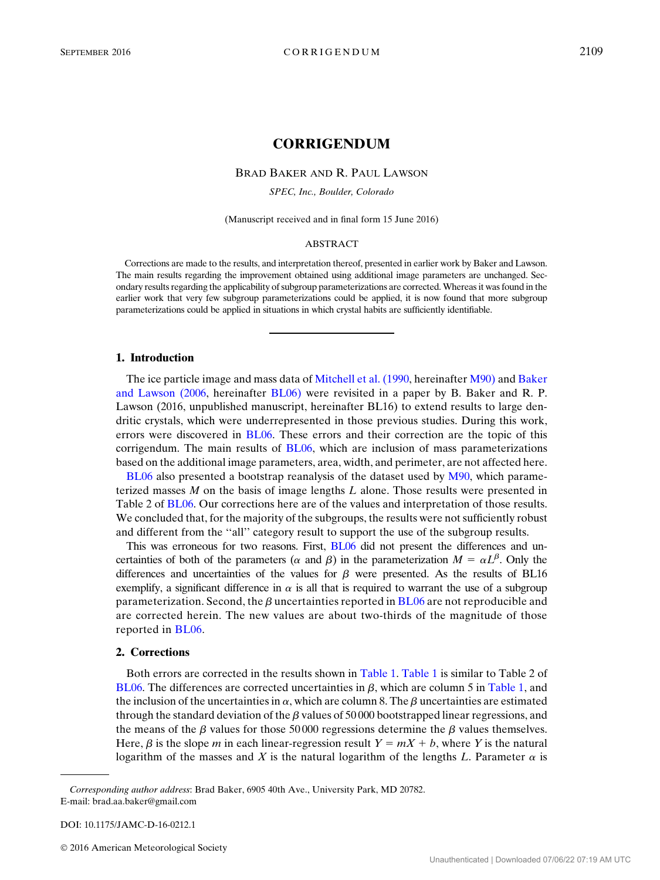# CORRIGENDUM

Brad Baker and R. Paul Lawson

*SPEC, Inc., Boulder, Colorado*

(Manuscript received and in final form 15 June 2016)

## ABSTRACT

Corrections are made to the results, and interpretation thereof, presented in earlier work by Baker and Lawson. The main results regarding the improvement obtained using additional image parameters are unchanged. Secondary results regarding the applicability of subgroup parameterizations are corrected. Whereas it was found in the earlier work that very few subgroup parameterizations could be applied, it is now found that more subgroup parameterizations could be applied in situations in which crystal habits are sufficiently identifiable.

## 1. Introduction

The ice particle image and mass data of Mitchell et al. (1990, hereinafter M90) and Baker and Lawson (2006, hereinafter BL06) were revisited in a paper by B. Baker and R. P. Lawson (2016, unpublished manuscript, hereinafter BL16) to extend results to large dendritic crystals, which were underrepresented in those previous studies. During this work, errors were discovered in BL06. These errors and their correction are the topic of this corrigendum. The main results of BL06, which are inclusion of mass parameterizations based on the additional image parameters, area, width, and perimeter, are not affected here.

BL06 also presented a bootstrap reanalysis of the dataset used by M90, which parameterized masses $M$ on the basis of image lengths $L$ alone. Those results were presented in Table 2 of BL06. Our corrections here are of the values and interpretation of those results. We concluded that, for the majority of the subgroups, the results were not sufficiently robust and different from the ''all'' category result to support the use of the subgroup results.

This was erroneous for two reasons. First, BL06 did not present the differences and uncertainties of both of the parameters ($\alpha$ and $\beta$) in the parameterization $M = \alpha L^{\beta}$. Only the differences and uncertainties of the values for $\beta$ were presented. As the results of BL16 exemplify, a significant difference in $\alpha$ is all that is required to warrant the use of a subgroup parameterization. Second, the $\beta$ uncertainties reported in BL06 are not reproducible and are corrected herein. The new values are about two-thirds of the magnitude of those reported in BL06.

## 2. Corrections

Both errors are corrected in the results shown in Table 1. Table 1 is similar to Table 2 of BL06. The differences are corrected uncertainties in $\beta$, which are column 5 in Table 1, and the inclusion of the uncertainties in $\alpha$, which are column 8. The $\beta$ uncertainties are estimated through the standard deviation of the $\beta$ values of 50 000 bootstrapped linear regressions, and the means of the $\beta$ values for those 50 000 regressions determine the $\beta$ values themselves. Here, $\beta$ is the slope $m$ in each linear-regression result $Y = mX + b$, where $Y$ is the natural logarithm of the masses and $X$ is the natural logarithm of the lengths $L$. Parameter $\alpha$ is

*Corresponding author address*: Brad Baker, 6905 40th Ave., University Park, MD 20782.
E-mail: brad.aa.baker@gmail.com

DOI: 10.1175/JAMC-D-16-0212.1

© 2016 American Meteorological Society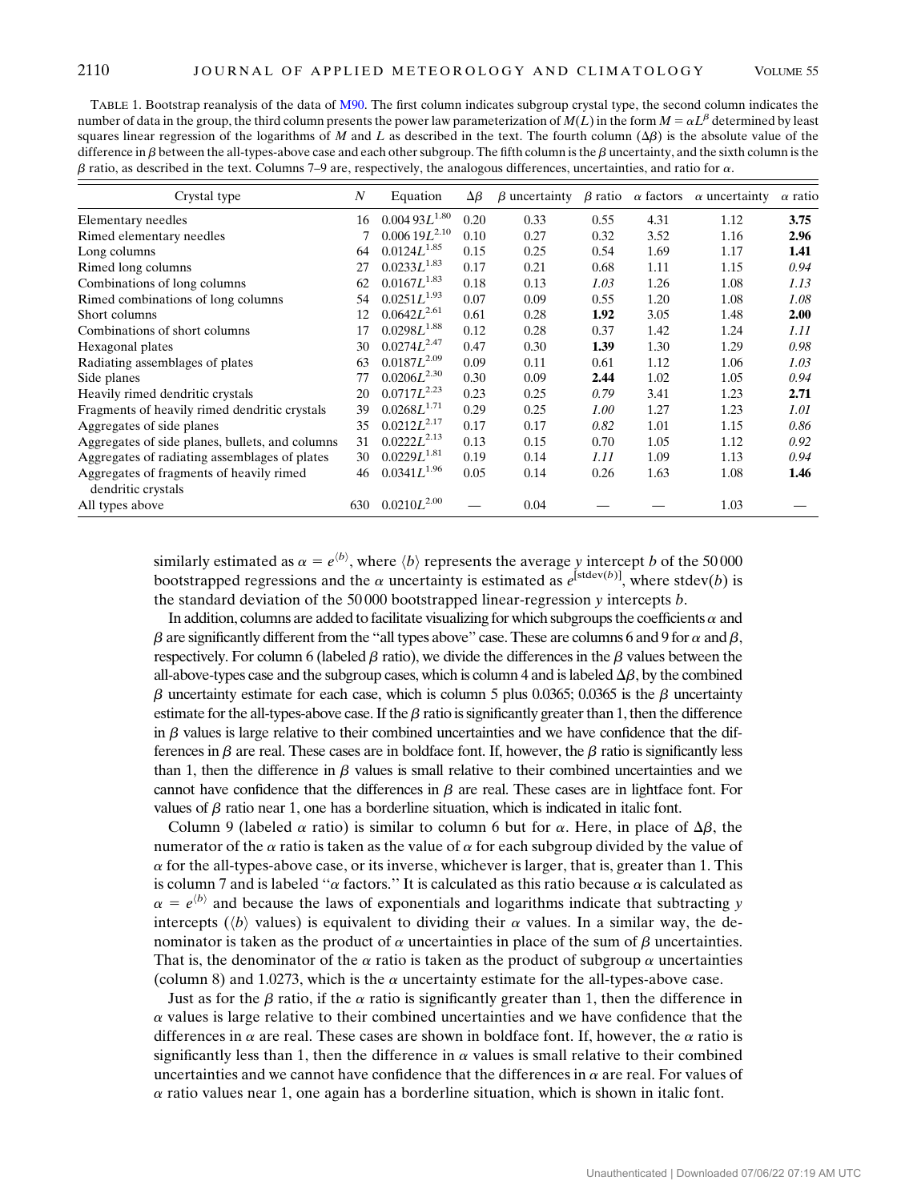TABLE 1. Bootstrap reanalysis of the data of M90. The first column indicates subgroup crystal type, the second column indicates the number of data in the group, the third column presents the power law parameterization of $M(L)$ in the form $M = \alpha L^{\beta}$ determined by least squares linear regression of the logarithms of $M$ and $L$ as described in the text. The fourth column ($\Delta\beta$) is the absolute value of the difference in $\beta$ between the all-types-above case and each other subgroup. The fifth column is the $\beta$ uncertainty, and the sixth column is the $\beta$ ratio, as described in the text. Columns 7–9 are, respectively, the analogous differences, uncertainties, and ratio for $\alpha$.

| Crystal type | $N$ | Equation | $\Delta\beta$ | $\beta$ uncertainty | $\beta$ ratio | $\alpha$ factors | $\alpha$ uncertainty | $\alpha$ ratio |
|---|---|---|---|---|---|---|---|---|
| Elementary needles | 16 | $0.00493L^{1.80}$ | 0.20 | 0.33 | 0.55 | 4.31 | 1.12 | **3.75** |
| Rimed elementary needles | 7 | $0.00619L^{2.10}$ | 0.10 | 0.27 | 0.32 | 3.52 | 1.16 | **2.96** |
| Long columns | 64 | $0.0124L^{1.85}$ | 0.15 | 0.25 | 0.54 | 1.69 | 1.17 | **1.41** |
| Rimed long columns | 27 | $0.0233L^{1.83}$ | 0.17 | 0.21 | 0.68 | 1.11 | 1.15 | *0.94* |
| Combinations of long columns | 62 | $0.0167L^{1.83}$ | 0.18 | 0.13 | *1.03* | 1.26 | 1.08 | *1.13* |
| Rimed combinations of long columns | 54 | $0.0251L^{1.93}$ | 0.07 | 0.09 | 0.55 | 1.20 | 1.08 | *1.08* |
| Short columns | 12 | $0.0642L^{2.61}$ | 0.61 | 0.28 | **1.92** | 3.05 | 1.48 | **2.00** |
| Combinations of short columns | 17 | $0.0298L^{1.88}$ | 0.12 | 0.28 | 0.37 | 1.42 | 1.24 | *1.11* |
| Hexagonal plates | 30 | $0.0274L^{2.47}$ | 0.47 | 0.30 | **1.39** | 1.30 | 1.29 | *0.98* |
| Radiating assemblages of plates | 63 | $0.0187L^{2.09}$ | 0.09 | 0.11 | 0.61 | 1.12 | 1.06 | *1.03* |
| Side planes | 77 | $0.0206L^{2.30}$ | 0.30 | 0.09 | **2.44** | 1.02 | 1.05 | *0.94* |
| Heavily rimed dendritic crystals | 20 | $0.0717L^{2.23}$ | 0.23 | 0.25 | *0.79* | 3.41 | 1.23 | **2.71** |
| Fragments of heavily rimed dendritic crystals | 39 | $0.0268L^{1.71}$ | 0.29 | 0.25 | *1.00* | 1.27 | 1.23 | *1.01* |
| Aggregates of side planes | 35 | $0.0212L^{2.17}$ | 0.17 | 0.17 | *0.82* | 1.01 | 1.15 | *0.86* |
| Aggregates of side planes, bullets, and columns | 31 | $0.0222L^{2.13}$ | 0.13 | 0.15 | 0.70 | 1.05 | 1.12 | *0.92* |
| Aggregates of radiating assemblages of plates | 30 | $0.0229L^{1.81}$ | 0.19 | 0.14 | *1.11* | 1.09 | 1.13 | *0.94* |
| Aggregates of fragments of heavily rimed dendritic crystals | 46 | $0.0341L^{1.96}$ | 0.05 | 0.14 | 0.26 | 1.63 | 1.08 | **1.46** |
| All types above | 630 | $0.0210L^{2.00}$ | — | 0.04 | — | — | 1.03 | — |

similarly estimated as $\alpha = e^{\langle b \rangle}$, where $\langle b \rangle$ represents the average $y$ intercept $b$ of the 50000 bootstrapped regressions and the $\alpha$ uncertainty is estimated as $e^{[\mathrm{stdev}(b)]}$, where stdev($b$) is the standard deviation of the 50000 bootstrapped linear-regression $y$ intercepts $b$.

In addition, columns are added to facilitate visualizing for which subgroups the coefficients $\alpha$ and $\beta$ are significantly different from the "all types above" case. These are columns 6 and 9 for $\alpha$ and $\beta$, respectively. For column 6 (labeled $\beta$ ratio), we divide the differences in the $\beta$ values between the all-above-types case and the subgroup cases, which is column 4 and is labeled $\Delta\beta$, by the combined $\beta$ uncertainty estimate for each case, which is column 5 plus 0.0365; 0.0365 is the $\beta$ uncertainty estimate for the all-types-above case. If the $\beta$ ratio is significantly greater than 1, then the difference in $\beta$ values is large relative to their combined uncertainties and we have confidence that the differences in $\beta$ are real. These cases are in boldface font. If, however, the $\beta$ ratio is significantly less than 1, then the difference in $\beta$ values is small relative to their combined uncertainties and we cannot have confidence that the differences in $\beta$ are real. These cases are in lightface font. For values of $\beta$ ratio near 1, one has a borderline situation, which is indicated in italic font.

Column 9 (labeled $\alpha$ ratio) is similar to column 6 but for $\alpha$. Here, in place of $\Delta\beta$, the numerator of the $\alpha$ ratio is taken as the value of $\alpha$ for each subgroup divided by the value of $\alpha$ for the all-types-above case, or its inverse, whichever is larger, that is, greater than 1. This is column 7 and is labeled "$\alpha$ factors." It is calculated as this ratio because $\alpha$ is calculated as $\alpha = e^{\langle b \rangle}$ and because the laws of exponentials and logarithms indicate that subtracting $y$ intercepts ($\langle b \rangle$ values) is equivalent to dividing their $\alpha$ values. In a similar way, the denominator is taken as the product of $\alpha$ uncertainties in place of the sum of $\beta$ uncertainties. That is, the denominator of the $\alpha$ ratio is taken as the product of subgroup $\alpha$ uncertainties (column 8) and 1.0273, which is the $\alpha$ uncertainty estimate for the all-types-above case.

Just as for the $\beta$ ratio, if the $\alpha$ ratio is significantly greater than 1, then the difference in $\alpha$ values is large relative to their combined uncertainties and we have confidence that the differences in $\alpha$ are real. These cases are shown in boldface font. If, however, the $\alpha$ ratio is significantly less than 1, then the difference in $\alpha$ values is small relative to their combined uncertainties and we cannot have confidence that the differences in $\alpha$ are real. For values of $\alpha$ ratio values near 1, one again has a borderline situation, which is shown in italic font.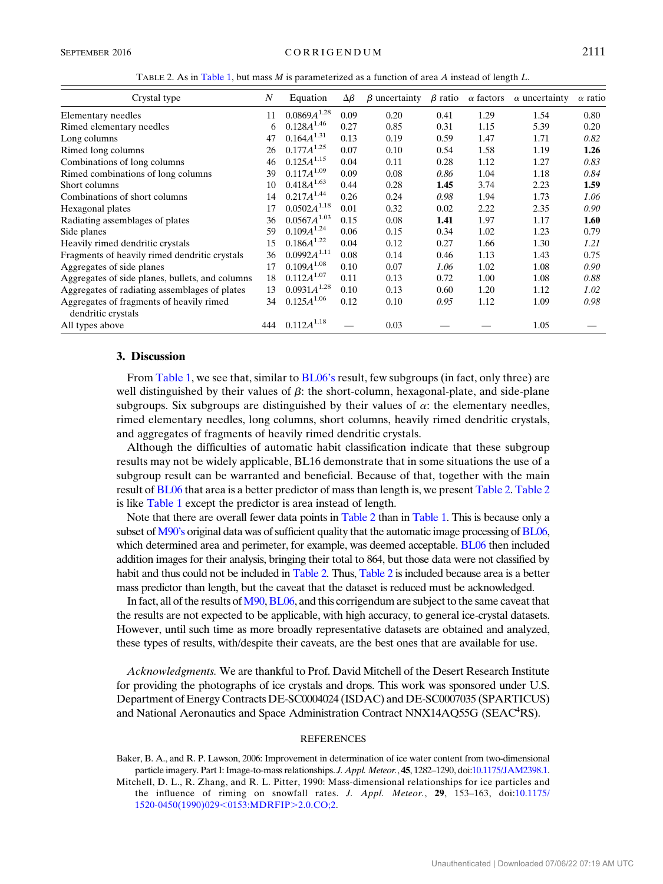TABLE 2. As in Table 1, but mass $M$ is parameterized as a function of area $A$ instead of length $L$.

| Crystal type | $N$ | Equation | $\Delta\beta$ | $\beta$ uncertainty | $\beta$ ratio | $\alpha$ factors | $\alpha$ uncertainty | $\alpha$ ratio |
|---|---|---|---|---|---|---|---|---|
| Elementary needles | 11 | $0.0869A^{1.28}$ | 0.09 | 0.20 | 0.41 | 1.29 | 1.54 | 0.80 |
| Rimed elementary needles | 6 | $0.128A^{1.46}$ | 0.27 | 0.85 | 0.31 | 1.15 | 5.39 | 0.20 |
| Long columns | 47 | $0.164A^{1.31}$ | 0.13 | 0.19 | 0.59 | 1.47 | 1.71 | *0.82* |
| Rimed long columns | 26 | $0.177A^{1.25}$ | 0.07 | 0.10 | 0.54 | 1.58 | 1.19 | **1.26** |
| Combinations of long columns | 46 | $0.125A^{1.15}$ | 0.04 | 0.11 | 0.28 | 1.12 | 1.27 | *0.83* |
| Rimed combinations of long columns | 39 | $0.117A^{1.09}$ | 0.09 | 0.08 | *0.86* | 1.04 | 1.18 | *0.84* |
| Short columns | 10 | $0.418A^{1.63}$ | 0.44 | 0.28 | **1.45** | 3.74 | 2.23 | **1.59** |
| Combinations of short columns | 14 | $0.217A^{1.44}$ | 0.26 | 0.24 | *0.98* | 1.94 | 1.73 | *1.06* |
| Hexagonal plates | 17 | $0.0502A^{1.18}$ | 0.01 | 0.32 | 0.02 | 2.22 | 2.35 | *0.90* |
| Radiating assemblages of plates | 36 | $0.0567A^{1.03}$ | 0.15 | 0.08 | **1.41** | 1.97 | 1.17 | **1.60** |
| Side planes | 59 | $0.109A^{1.24}$ | 0.06 | 0.15 | 0.34 | 1.02 | 1.23 | 0.79 |
| Heavily rimed dendritic crystals | 15 | $0.186A^{1.22}$ | 0.04 | 0.12 | 0.27 | 1.66 | 1.30 | *1.21* |
| Fragments of heavily rimed dendritic crystals | 36 | $0.0992A^{1.11}$ | 0.08 | 0.14 | 0.46 | 1.13 | 1.43 | 0.75 |
| Aggregates of side planes | 17 | $0.109A^{1.08}$ | 0.10 | 0.07 | *1.06* | 1.02 | 1.08 | *0.90* |
| Aggregates of side planes, bullets, and columns | 18 | $0.112A^{1.07}$ | 0.11 | 0.13 | 0.72 | 1.00 | 1.08 | *0.88* |
| Aggregates of radiating assemblages of plates | 13 | $0.0931A^{1.28}$ | 0.10 | 0.13 | 0.60 | 1.20 | 1.12 | *1.02* |
| Aggregates of fragments of heavily rimed dendritic crystals | 34 | $0.125A^{1.06}$ | 0.12 | 0.10 | *0.95* | 1.12 | 1.09 | *0.98* |
| All types above | 444 | $0.112A^{1.18}$ | — | 0.03 | — | — | 1.05 | — |

## 3. Discussion

From Table 1, we see that, similar to BL06's result, few subgroups (in fact, only three) are well distinguished by their values of $\beta$: the short-column, hexagonal-plate, and side-plane subgroups. Six subgroups are distinguished by their values of $\alpha$: the elementary needles, rimed elementary needles, long columns, short columns, heavily rimed dendritic crystals, and aggregates of fragments of heavily rimed dendritic crystals.

Although the difficulties of automatic habit classification indicate that these subgroup results may not be widely applicable, BL16 demonstrate that in some situations the use of a subgroup result can be warranted and beneficial. Because of that, together with the main result of BL06 that area is a better predictor of mass than length is, we present Table 2. Table 2 is like Table 1 except the predictor is area instead of length.

Note that there are overall fewer data points in Table 2 than in Table 1. This is because only a subset of M90's original data was of sufficient quality that the automatic image processing of BL06, which determined area and perimeter, for example, was deemed acceptable. BL06 then included addition images for their analysis, bringing their total to 864, but those data were not classified by habit and thus could not be included in Table 2. Thus, Table 2 is included because area is a better mass predictor than length, but the caveat that the dataset is reduced must be acknowledged.

In fact, all of the results of M90, BL06, and this corrigendum are subject to the same caveat that the results are not expected to be applicable, with high accuracy, to general ice-crystal datasets. However, until such time as more broadly representative datasets are obtained and analyzed, these types of results, with/despite their caveats, are the best ones that are available for use.

*Acknowledgments.* We are thankful to Prof. David Mitchell of the Desert Research Institute for providing the photographs of ice crystals and drops. This work was sponsored under U.S. Department of Energy Contracts DE-SC0004024 (ISDAC) and DE-SC0007035 (SPARTICUS) and National Aeronautics and Space Administration Contract NNX14AQ55G (SEAC$^4$RS).

## REFERENCES

Baker, B. A., and R. P. Lawson, 2006: Improvement in determination of ice water content from two-dimensional particle imagery. Part I: Image-to-mass relationships. *J. Appl. Meteor.*, **45**, 1282–1290, doi:10.1175/JAM2398.1.

Mitchell, D. L., R. Zhang, and R. L. Pitter, 1990: Mass-dimensional relationships for ice particles and the influence of riming on snowfall rates. *J. Appl. Meteor.*, **29**, 153–163, doi:10.1175/1520-0450(1990)029<0153:MDRFIP>2.0.CO;2.